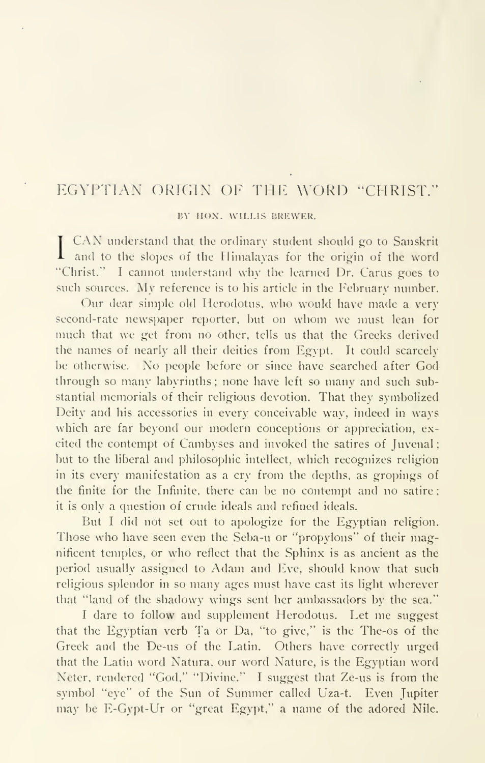# EGYPTIAN ORIGIN OF THE WORD "CHRIST."

BY HON. WILLIS BREWER.

I CAN understand that the ordinary student should go to Sanskrit and to the slopes of the Himalayas for the origin of the word "Christ." I cannot understand why the learned Dr. Carus goes to such sources. My reference is to his article in the February number.

Our dear simple old Herodotus, who would have made a very second-rate newspaper reporter, but on whom we must lean for much that we get from no other, tells us that the Greeks derived the names of nearly all their deities from Egypt. It could scarcely be otherwise. No people before or since have searched after God through so many labyrinths; none have left so many and such substantial memorials of their religious devotion. That they symbolized Deity and his accessories in every conceivable way, indeed in ways which are far beyond our modern conceptions or appreciation, excited the contempt of Cambyses and invoked the satires of Juvenal; but to the liberal and philosophic intellect, which recognizes religion in its every manifestation as a cry from the depths, as gropings of the finite for the Infinite, there can be no contempt and no satire; it is only a question of crude ideals and refined ideals.

But I did not set out to apologize for the Egyptian religion. Those who have seen even the Seba-u or "propylons" of their magnificent temples, or who reflect that the Sphinx is as ancient as the period usually assigned to Adam and Eve, should know that such religious splendor in so many ages must have cast its light wherever that "land of the shadowy wings sent her ambassadors by the sea."

I dare to follow and supplement Herodotus. Let me suggest that the Egyptian verb Ṭa or Da, "to give," is the The-os of the Greek and the De-us of the Latin. Others have correctly urged that the Latin word Natura, our word Nature, is the Egyptian word Neter, rendered "God," "Divine." I suggest that Ze-us is from the symbol "eye" of the Sun of Summer called Uza-t. Even Jupiter may be E-Gypt-Ur or "great Egypt," a name of the adored Nile.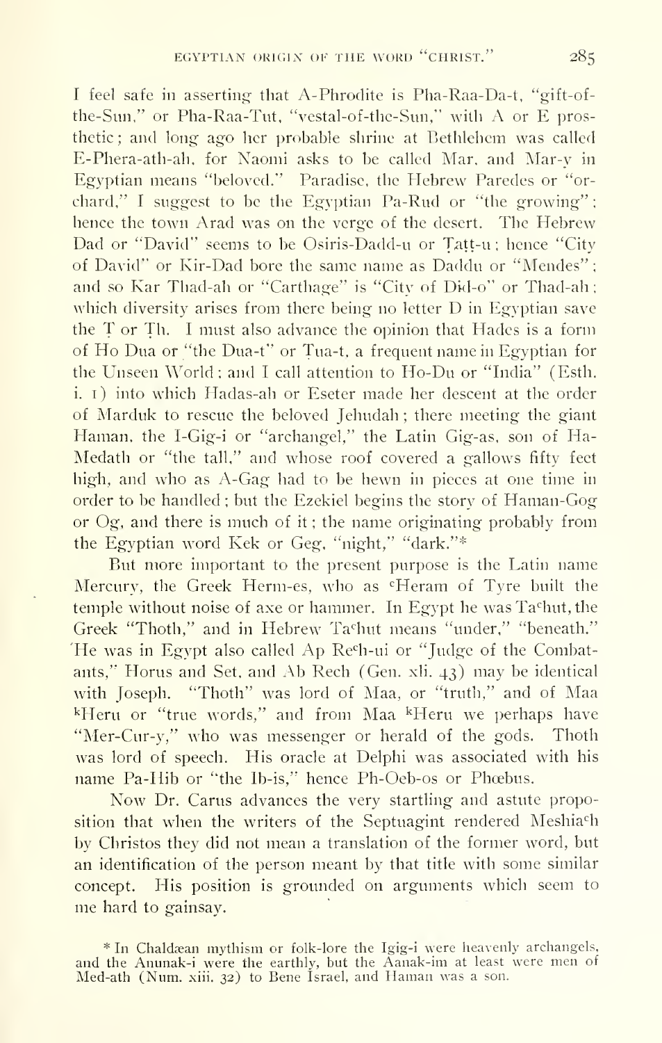I feel safe in asserting that A-Phrodite is Pha-Raa-Da-t, "gift-of-the-Sun," or Pha-Raa-Tut, "vestal-of-the-Sun," with A or E prosthetic; and long ago her probable shrine at Bethlehem was called E-Phera-ath-ah, for Naomi asks to be called Mar, and Mar-y in Egyptian means "beloved." Paradise, the Hebrew Paredes or "orchard," I suggest to be the Egyptian Pa-Rud or "the growing"; hence the town Arad was on the verge of the desert. The Hebrew Dad or "David" seems to be Osiris-Dadd-u or Ṭaṭṭ-u; hence "City of David" or Kir-Dad bore the same name as Daddu or "Mendes"; and so Kar Thad-ah or "Carthage" is "City of Did-o" or Thad-ah; which diversity arises from there being no letter D in Egyptian save the Ṭ or Ṭh. I must also advance the opinion that Hades is a form of Ho Dua or "the Dua-t" or Ṭua-t, a frequent name in Egyptian for the Unseen World; and I call attention to Ho-Du or "India" (Esth. i. 1) into which Hadas-ah or Eseter made her descent at the order of Marduk to rescue the beloved Jehudah; there meeting the giant Haman, the I-Gig-i or "archangel," the Latin Gig-as, son of Ha-Medath or "the tall," and whose roof covered a gallows fifty feet high, and who as A-Gag had to be hewn in pieces at one time in order to be handled; but the Ezekiel begins the story of Haman-Gog or Og, and there is much of it; the name originating probably from the Egyptian word Kek or Geg, "night," "dark."*

But more important to the present purpose is the Latin name Mercury, the Greek Herm-es, who as ᶜHeram of Tyre built the temple without noise of axe or hammer. In Egypt he was Taᶜhut, the Greek "Thoth," and in Hebrew Taᶜhut means "under," "beneath." He was in Egypt also called Ap Reᶜh-ui or "Judge of the Combatants," Horus and Set, and Ab Rech (Gen. xli. 43) may be identical with Joseph. "Thoth" was lord of Maa, or "truth," and of Maa ᵏHeru or "true words," and from Maa ᵏHeru we perhaps have "Mer-Cur-y," who was messenger or herald of the gods. Thoth was lord of speech. His oracle at Delphi was associated with his name Pa-Hib or "the Ib-is," hence Ph-Oeb-os or Phœbus.

Now Dr. Carus advances the very startling and astute proposition that when the writers of the Septuagint rendered Meshiaᶜh by Christos they did not mean a translation of the former word, but an identification of the person meant by that title with some similar concept. His position is grounded on arguments which seem to me hard to gainsay.

* In Chaldæan mythism or folk-lore the Igig-i were heavenly archangels, and the Anunak-i were the earthly, but the Aanak-im at least were men of Med-ath (Num. xiii. 32) to Bene Israel, and Haman was a son.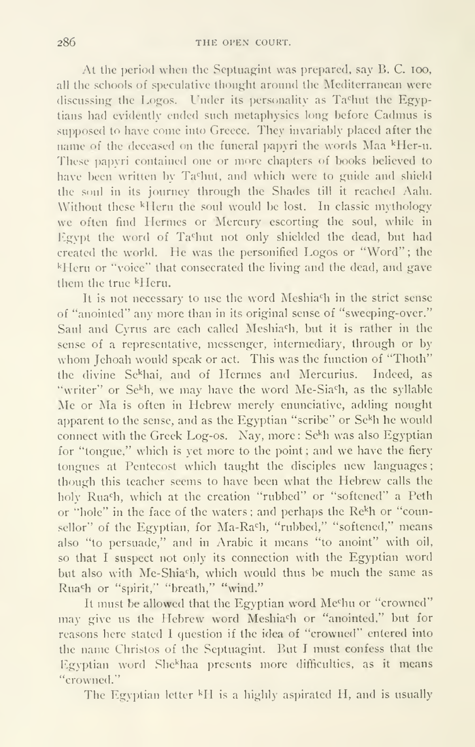At the period when the Septuagint was prepared, say B. C. 100, all the schools of speculative thought around the Mediterranean were discussing the Logos. Under its personality as Ta$^c$hut the Egyptians had evidently ended such metaphysics long before Cadmus is supposed to have come into Greece. They invariably placed after the name of the deceased on the funeral papyri the words Maa $^k$Her-u. These papyri contained one or more chapters of books believed to have been written by Ta$^c$hut, and which were to guide and shield the soul in its journey through the Shades till it reached Aalu. Without these $^k$Heru the soul would be lost. In classic mythology we often find Hermes or Mercury escorting the soul, while in Egypt the word of Ta$^c$hut not only shielded the dead, but had created the world. He was the personified Logos or "Word"; the $^k$Heru or "voice" that consecrated the living and the dead, and gave them the true $^k$Heru.

It is not necessary to use the word Meshia$^c$h in the strict sense of "anointed" any more than in its original sense of "sweeping-over." Saul and Cyrus are each called Meshia$^c$h, but it is rather in the sense of a representative, messenger, intermediary, through or by whom Jehoah would speak or act. This was the function of "Thoth" the divine Se$^k$hai, and of Hermes and Mercurius. Indeed, as "writer" or Se$^k$h, we may have the word Me-Sia$^c$h, as the syllable Me or Ma is often in Hebrew merely enunciative, adding nought apparent to the sense, and as the Egyptian "scribe" or Se$^k$h he would connect with the Greek Log-os. Nay, more: Se$^k$h was also Egyptian for "tongue," which is yet more to the point; and we have the fiery tongues at Pentecost which taught the disciples new languages; though this teacher seems to have been what the Hebrew calls the holy Rua$^c$h, which at the creation "rubbed" or "softened" a Peth or "hole" in the face of the waters; and perhaps the Re$^k$h or "counsellor" of the Egyptian, for Ma-Ra$^c$h, "rubbed," "softened," means also "to persuade," and in Arabic it means "to anoint" with oil, so that I suspect not only its connection with the Egyptian word but also with Me-Shia$^c$h, which would thus be much the same as Rua$^c$h or "spirit," "breath," "wind."

It must be allowed that the Egyptian word Me$^c$hu or "crowned" may give us the Hebrew word Meshia$^c$h or "anointed," but for reasons here stated I question if the idea of "crowned" entered into the name Christos of the Septuagint. But I must confess that the Egyptian word She$^k$haa presents more difficulties, as it means "crowned."

The Egyptian letter $^k$H is a highly aspirated H, and is usually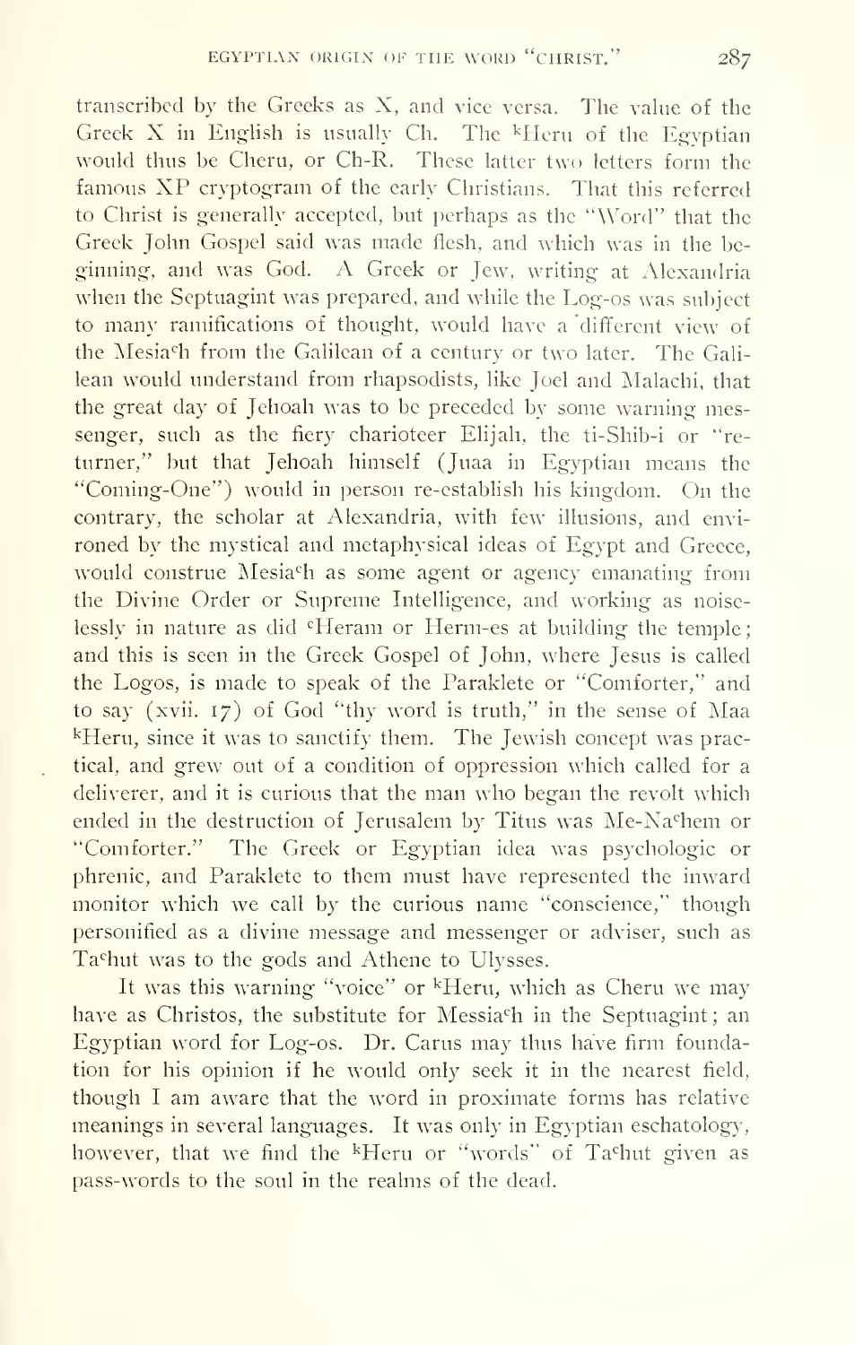transcribed by the Greeks as X, and vice versa. The value of the Greek X in English is usually Ch. The [k]Heru of the Egyptian would thus be Cheru, or Ch-R. These latter two letters form the famous XP cryptogram of the early Christians. That this referred to Christ is generally accepted, but perhaps as the "Word" that the Greek John Gospel said was made flesh, and which was in the beginning, and was God. A Greek or Jew, writing at Alexandria when the Septuagint was prepared, and while the Log-os was subject to many ramifications of thought, would have a different view of the Mesia[c]h from the Galilean of a century or two later. The Galilean would understand from rhapsodists, like Joel and Malachi, that the great day of Jehoah was to be preceded by some warning messenger, such as the fiery charioteer Elijah, the ti-Shib-i or "returner," but that Jehoah himself (Juaa in Egyptian means the "Coming-One") would in person re-establish his kingdom. On the contrary, the scholar at Alexandria, with few illusions, and environed by the mystical and metaphysical ideas of Egypt and Greece, would construe Mesia[c]h as some agent or agency emanating from the Divine Order or Supreme Intelligence, and working as noiselessly in nature as did [c]Heram or Herm-es at building the temple; and this is seen in the Greek Gospel of John, where Jesus is called the Logos, is made to speak of the Paraklete or "Comforter," and to say (xvii. 17) of God "thy word is truth," in the sense of Maa [k]Heru, since it was to sanctify them. The Jewish concept was practical, and grew out of a condition of oppression which called for a deliverer, and it is curious that the man who began the revolt which ended in the destruction of Jerusalem by Titus was Me-Na[c]hem or "Comforter." The Greek or Egyptian idea was psychologic or phrenic, and Paraklete to them must have represented the inward monitor which we call by the curious name "conscience," though personified as a divine message and messenger or adviser, such as Ta[c]hut was to the gods and Athene to Ulysses.

It was this warning "voice" or [k]Heru, which as Cheru we may have as Christos, the substitute for Messia[c]h in the Septuagint; an Egyptian word for Log-os. Dr. Carus may thus have firm foundation for his opinion if he would only seek it in the nearest field, though I am aware that the word in proximate forms has relative meanings in several languages. It was only in Egyptian eschatology, however, that we find the [k]Heru or "words" of Ta[c]hut given as pass-words to the soul in the realms of the dead.